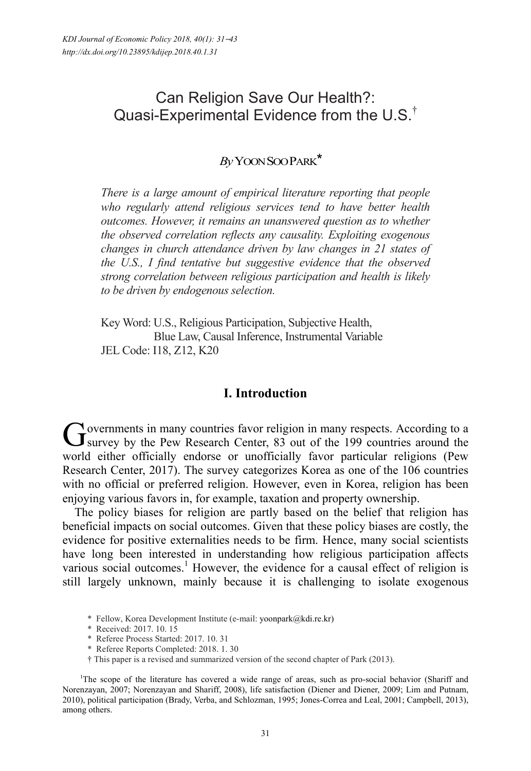# Can Religion Save Our Health?: Quasi-Experimental Evidence from the U.S.†

*By* YOON SOO PARK*

*There is a large amount of empirical literature reporting that people who regularly attend religious services tend to have better health outcomes. However, it remains an unanswered question as to whether the observed correlation reflects any causality. Exploiting exogenous changes in church attendance driven by law changes in 21 states of the U.S., I find tentative but suggestive evidence that the observed strong correlation between religious participation and health is likely to be driven by endogenous selection.*

Key Word: U.S., Religious Participation, Subjective Health, Blue Law, Causal Inference, Instrumental Variable
JEL Code: I18, Z12, K20

## I. Introduction

Governments in many countries favor religion in many respects. According to a survey by the Pew Research Center, 83 out of the 199 countries around the world either officially endorse or unofficially favor particular religions (Pew Research Center, 2017). The survey categorizes Korea as one of the 106 countries with no official or preferred religion. However, even in Korea, religion has been enjoying various favors in, for example, taxation and property ownership.

The policy biases for religion are partly based on the belief that religion has beneficial impacts on social outcomes. Given that these policy biases are costly, the evidence for positive externalities needs to be firm. Hence, many social scientists have long been interested in understanding how religious participation affects various social outcomes.[1] However, the evidence for a causal effect of religion is still largely unknown, mainly because it is challenging to isolate exogenous

\* Fellow, Korea Development Institute (e-mail: yoonpark@kdi.re.kr)
\* Received: 2017. 10. 15
\* Referee Process Started: 2017. 10. 31
\* Referee Reports Completed: 2018. 1. 30
† This paper is a revised and summarized version of the second chapter of Park (2013).

[1] The scope of the literature has covered a wide range of areas, such as pro-social behavior (Shariff and Norenzayan, 2007; Norenzayan and Shariff, 2008), life satisfaction (Diener and Diener, 2009; Lim and Putnam, 2010), political participation (Brady, Verba, and Schlozman, 1995; Jones-Correa and Leal, 2001; Campbell, 2013), among others.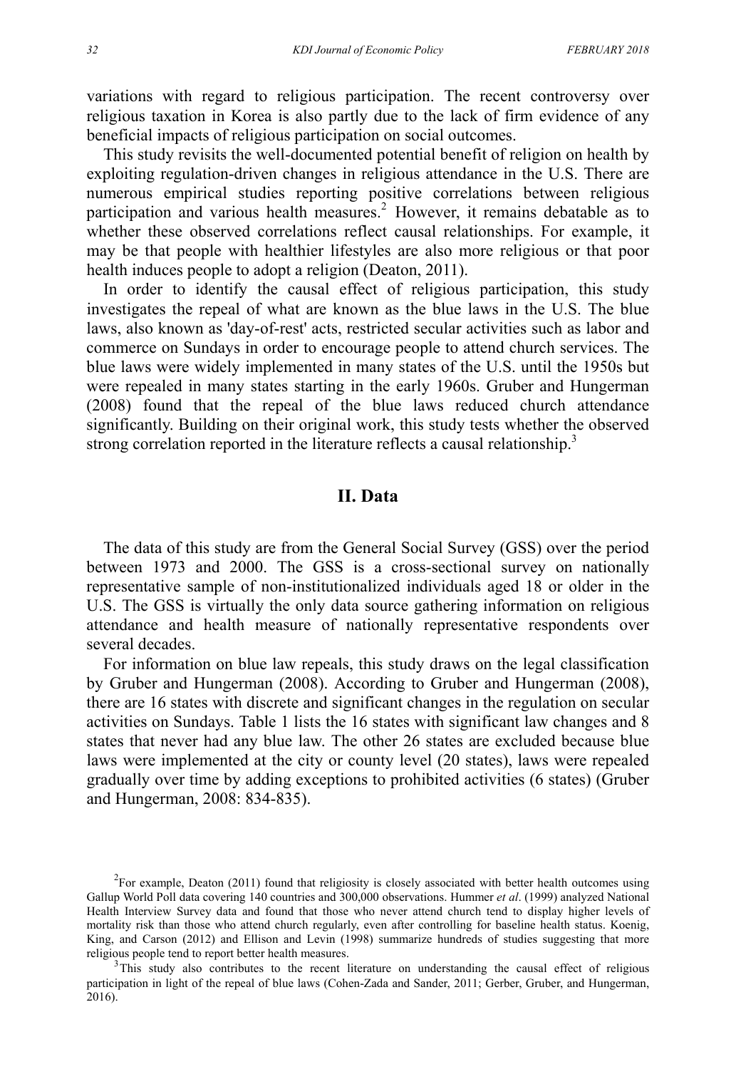variations with regard to religious participation. The recent controversy over religious taxation in Korea is also partly due to the lack of firm evidence of any beneficial impacts of religious participation on social outcomes.

This study revisits the well-documented potential benefit of religion on health by exploiting regulation-driven changes in religious attendance in the U.S. There are numerous empirical studies reporting positive correlations between religious participation and various health measures.[2] However, it remains debatable as to whether these observed correlations reflect causal relationships. For example, it may be that people with healthier lifestyles are also more religious or that poor health induces people to adopt a religion (Deaton, 2011).

In order to identify the causal effect of religious participation, this study investigates the repeal of what are known as the blue laws in the U.S. The blue laws, also known as 'day-of-rest' acts, restricted secular activities such as labor and commerce on Sundays in order to encourage people to attend church services. The blue laws were widely implemented in many states of the U.S. until the 1950s but were repealed in many states starting in the early 1960s. Gruber and Hungerman (2008) found that the repeal of the blue laws reduced church attendance significantly. Building on their original work, this study tests whether the observed strong correlation reported in the literature reflects a causal relationship.[3]

## II. Data

The data of this study are from the General Social Survey (GSS) over the period between 1973 and 2000. The GSS is a cross-sectional survey on nationally representative sample of non-institutionalized individuals aged 18 or older in the U.S. The GSS is virtually the only data source gathering information on religious attendance and health measure of nationally representative respondents over several decades.

For information on blue law repeals, this study draws on the legal classification by Gruber and Hungerman (2008). According to Gruber and Hungerman (2008), there are 16 states with discrete and significant changes in the regulation on secular activities on Sundays. Table 1 lists the 16 states with significant law changes and 8 states that never had any blue law. The other 26 states are excluded because blue laws were implemented at the city or county level (20 states), laws were repealed gradually over time by adding exceptions to prohibited activities (6 states) (Gruber and Hungerman, 2008: 834-835).

[2] For example, Deaton (2011) found that religiosity is closely associated with better health outcomes using Gallup World Poll data covering 140 countries and 300,000 observations. Hummer *et al*. (1999) analyzed National Health Interview Survey data and found that those who never attend church tend to display higher levels of mortality risk than those who attend church regularly, even after controlling for baseline health status. Koenig, King, and Carson (2012) and Ellison and Levin (1998) summarize hundreds of studies suggesting that more religious people tend to report better health measures.

[3] This study also contributes to the recent literature on understanding the causal effect of religious participation in light of the repeal of blue laws (Cohen-Zada and Sander, 2011; Gerber, Gruber, and Hungerman, 2016).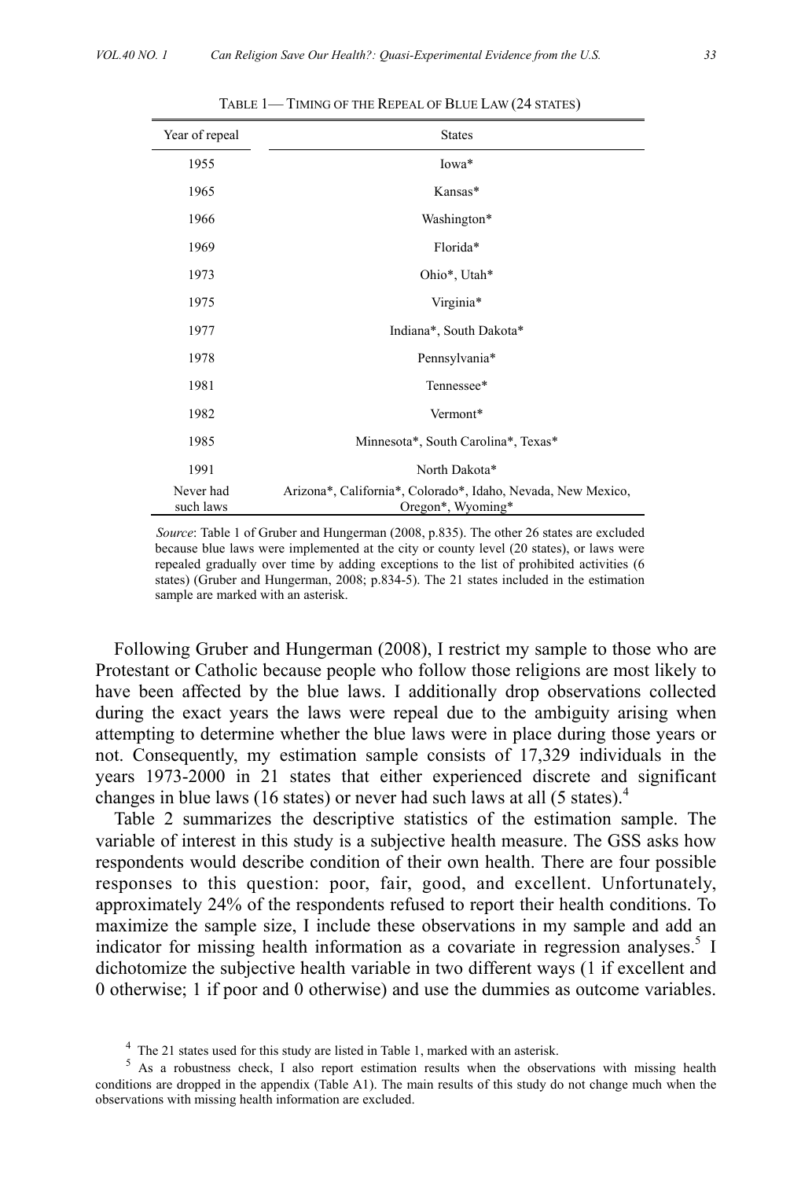TABLE 1— TIMING OF THE REPEAL OF BLUE LAW (24 STATES)

| Year of repeal | States |
|---|---|
| 1955 | Iowa* |
| 1965 | Kansas* |
| 1966 | Washington* |
| 1969 | Florida* |
| 1973 | Ohio*, Utah* |
| 1975 | Virginia* |
| 1977 | Indiana*, South Dakota* |
| 1978 | Pennsylvania* |
| 1981 | Tennessee* |
| 1982 | Vermont* |
| 1985 | Minnesota*, South Carolina*, Texas* |
| 1991 | North Dakota* |
| Never had such laws | Arizona*, California*, Colorado*, Idaho, Nevada, New Mexico, Oregon*, Wyoming* |

*Source*: Table 1 of Gruber and Hungerman (2008, p.835). The other 26 states are excluded because blue laws were implemented at the city or county level (20 states), or laws were repealed gradually over time by adding exceptions to the list of prohibited activities (6 states) (Gruber and Hungerman, 2008; p.834-5). The 21 states included in the estimation sample are marked with an asterisk.

Following Gruber and Hungerman (2008), I restrict my sample to those who are Protestant or Catholic because people who follow those religions are most likely to have been affected by the blue laws. I additionally drop observations collected during the exact years the laws were repeal due to the ambiguity arising when attempting to determine whether the blue laws were in place during those years or not. Consequently, my estimation sample consists of 17,329 individuals in the years 1973-2000 in 21 states that either experienced discrete and significant changes in blue laws (16 states) or never had such laws at all (5 states).[4]

Table 2 summarizes the descriptive statistics of the estimation sample. The variable of interest in this study is a subjective health measure. The GSS asks how respondents would describe condition of their own health. There are four possible responses to this question: poor, fair, good, and excellent. Unfortunately, approximately 24% of the respondents refused to report their health conditions. To maximize the sample size, I include these observations in my sample and add an indicator for missing health information as a covariate in regression analyses.[5] I dichotomize the subjective health variable in two different ways (1 if excellent and 0 otherwise; 1 if poor and 0 otherwise) and use the dummies as outcome variables.

[4] The 21 states used for this study are listed in Table 1, marked with an asterisk.

[5] As a robustness check, I also report estimation results when the observations with missing health conditions are dropped in the appendix (Table A1). The main results of this study do not change much when the observations with missing health information are excluded.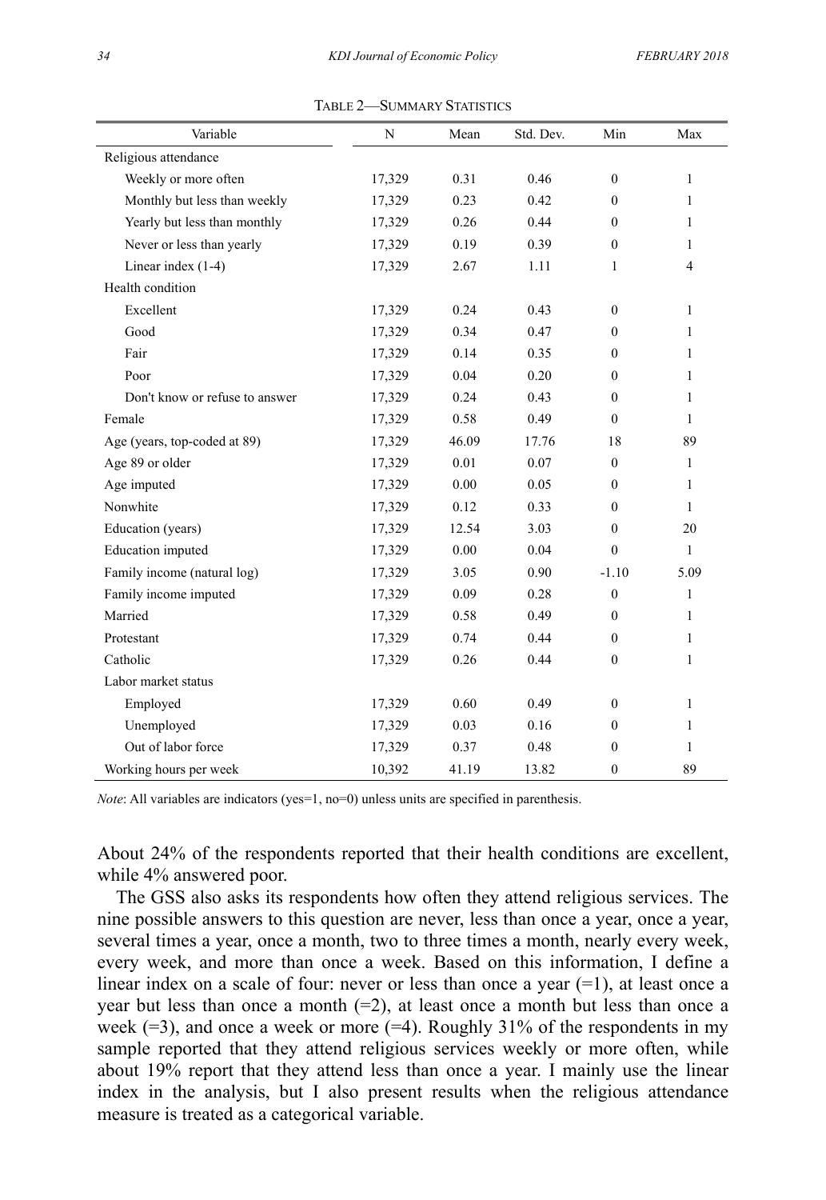TABLE 2—SUMMARY STATISTICS

| Variable | N | Mean | Std. Dev. | Min | Max |
|---|---|---|---|---|---|
| Religious attendance | | | | | |
| Weekly or more often | 17,329 | 0.31 | 0.46 | 0 | 1 |
| Monthly but less than weekly | 17,329 | 0.23 | 0.42 | 0 | 1 |
| Yearly but less than monthly | 17,329 | 0.26 | 0.44 | 0 | 1 |
| Never or less than yearly | 17,329 | 0.19 | 0.39 | 0 | 1 |
| Linear index (1-4) | 17,329 | 2.67 | 1.11 | 1 | 4 |
| Health condition | | | | | |
| Excellent | 17,329 | 0.24 | 0.43 | 0 | 1 |
| Good | 17,329 | 0.34 | 0.47 | 0 | 1 |
| Fair | 17,329 | 0.14 | 0.35 | 0 | 1 |
| Poor | 17,329 | 0.04 | 0.20 | 0 | 1 |
| Don't know or refuse to answer | 17,329 | 0.24 | 0.43 | 0 | 1 |
| Female | 17,329 | 0.58 | 0.49 | 0 | 1 |
| Age (years, top-coded at 89) | 17,329 | 46.09 | 17.76 | 18 | 89 |
| Age 89 or older | 17,329 | 0.01 | 0.07 | 0 | 1 |
| Age imputed | 17,329 | 0.00 | 0.05 | 0 | 1 |
| Nonwhite | 17,329 | 0.12 | 0.33 | 0 | 1 |
| Education (years) | 17,329 | 12.54 | 3.03 | 0 | 20 |
| Education imputed | 17,329 | 0.00 | 0.04 | 0 | 1 |
| Family income (natural log) | 17,329 | 3.05 | 0.90 | -1.10 | 5.09 |
| Family income imputed | 17,329 | 0.09 | 0.28 | 0 | 1 |
| Married | 17,329 | 0.58 | 0.49 | 0 | 1 |
| Protestant | 17,329 | 0.74 | 0.44 | 0 | 1 |
| Catholic | 17,329 | 0.26 | 0.44 | 0 | 1 |
| Labor market status | | | | | |
| Employed | 17,329 | 0.60 | 0.49 | 0 | 1 |
| Unemployed | 17,329 | 0.03 | 0.16 | 0 | 1 |
| Out of labor force | 17,329 | 0.37 | 0.48 | 0 | 1 |
| Working hours per week | 10,392 | 41.19 | 13.82 | 0 | 89 |

*Note*: All variables are indicators (yes=1, no=0) unless units are specified in parenthesis.

About 24% of the respondents reported that their health conditions are excellent, while 4% answered poor.

The GSS also asks its respondents how often they attend religious services. The nine possible answers to this question are never, less than once a year, once a year, several times a year, once a month, two to three times a month, nearly every week, every week, and more than once a week. Based on this information, I define a linear index on a scale of four: never or less than once a year (=1), at least once a year but less than once a month (=2), at least once a month but less than once a week (=3), and once a week or more (=4). Roughly 31% of the respondents in my sample reported that they attend religious services weekly or more often, while about 19% report that they attend less than once a year. I mainly use the linear index in the analysis, but I also present results when the religious attendance measure is treated as a categorical variable.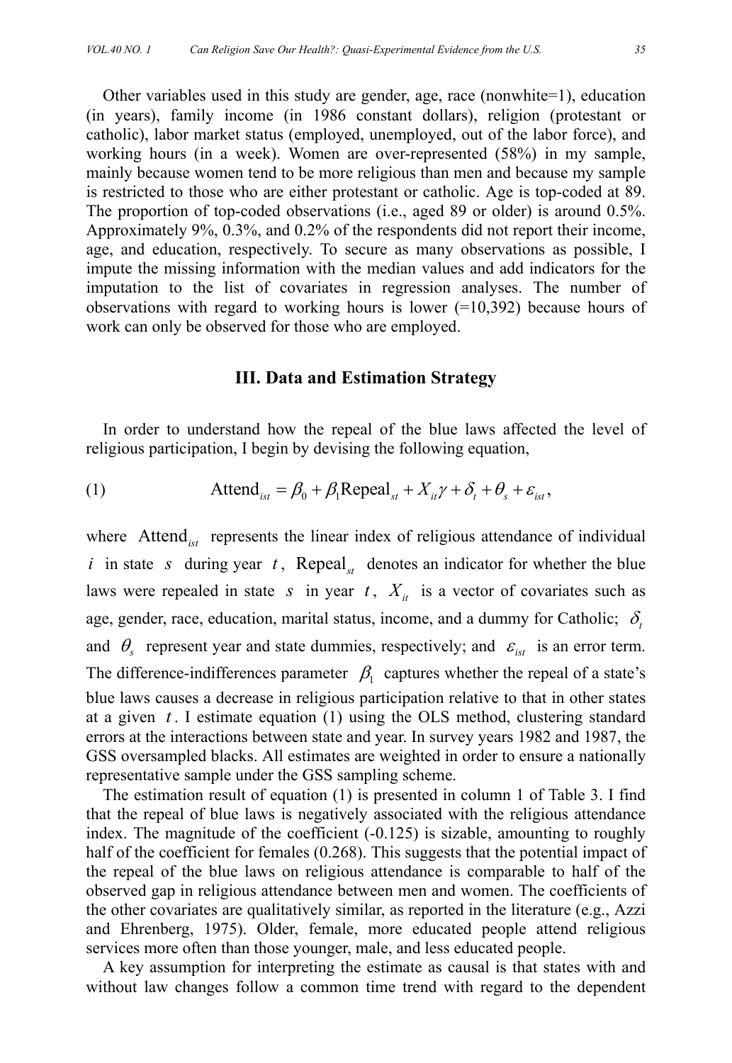Other variables used in this study are gender, age, race (nonwhite=1), education (in years), family income (in 1986 constant dollars), religion (protestant or catholic), labor market status (employed, unemployed, out of the labor force), and working hours (in a week). Women are over-represented (58%) in my sample, mainly because women tend to be more religious than men and because my sample is restricted to those who are either protestant or catholic. Age is top-coded at 89. The proportion of top-coded observations (i.e., aged 89 or older) is around 0.5%. Approximately 9%, 0.3%, and 0.2% of the respondents did not report their income, age, and education, respectively. To secure as many observations as possible, I impute the missing information with the median values and add indicators for the imputation to the list of covariates in regression analyses. The number of observations with regard to working hours is lower (=10,392) because hours of work can only be observed for those who are employed.

## III. Data and Estimation Strategy

In order to understand how the repeal of the blue laws affected the level of religious participation, I begin by devising the following equation,

$$\text{Attend}_{ist} = \beta_0 + \beta_1 \text{Repeal}_{st} + X_{it}\gamma + \delta_t + \theta_s + \varepsilon_{ist}, \quad (1)$$

where $\text{Attend}_{ist}$ represents the linear index of religious attendance of individual $i$ in state $s$ during year $t$, $\text{Repeal}_{st}$ denotes an indicator for whether the blue laws were repealed in state $s$ in year $t$, $X_{it}$ is a vector of covariates such as age, gender, race, education, marital status, income, and a dummy for Catholic; $\delta_t$ and $\theta_s$ represent year and state dummies, respectively; and $\varepsilon_{ist}$ is an error term. The difference-indifferences parameter $\beta_1$ captures whether the repeal of a state's blue laws causes a decrease in religious participation relative to that in other states at a given $t$. I estimate equation (1) using the OLS method, clustering standard errors at the interactions between state and year. In survey years 1982 and 1987, the GSS oversampled blacks. All estimates are weighted in order to ensure a nationally representative sample under the GSS sampling scheme.

The estimation result of equation (1) is presented in column 1 of Table 3. I find that the repeal of blue laws is negatively associated with the religious attendance index. The magnitude of the coefficient (-0.125) is sizable, amounting to roughly half of the coefficient for females (0.268). This suggests that the potential impact of the repeal of the blue laws on religious attendance is comparable to half of the observed gap in religious attendance between men and women. The coefficients of the other covariates are qualitatively similar, as reported in the literature (e.g., Azzi and Ehrenberg, 1975). Older, female, more educated people attend religious services more often than those younger, male, and less educated people.

A key assumption for interpreting the estimate as causal is that states with and without law changes follow a common time trend with regard to the dependent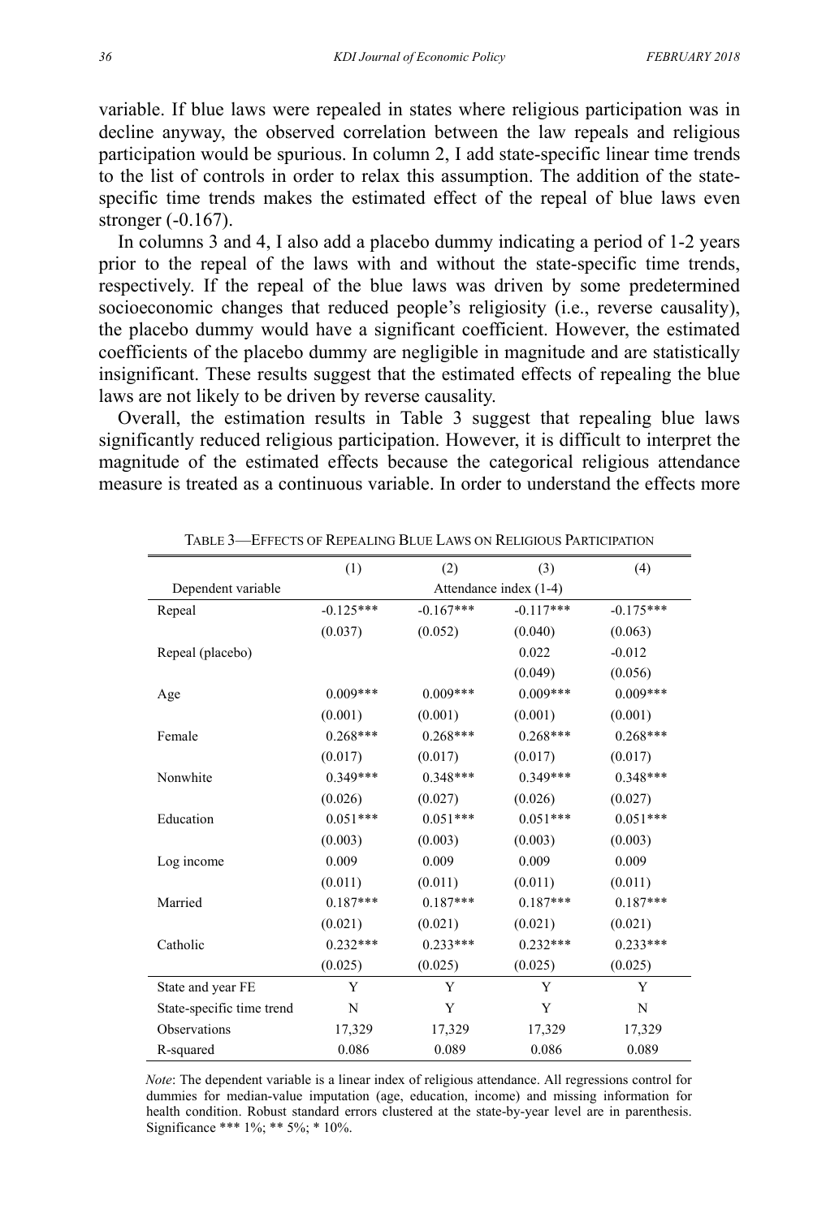variable. If blue laws were repealed in states where religious participation was in decline anyway, the observed correlation between the law repeals and religious participation would be spurious. In column 2, I add state-specific linear time trends to the list of controls in order to relax this assumption. The addition of the state-specific time trends makes the estimated effect of the repeal of blue laws even stronger (-0.167).

In columns 3 and 4, I also add a placebo dummy indicating a period of 1-2 years prior to the repeal of the laws with and without the state-specific time trends, respectively. If the repeal of the blue laws was driven by some predetermined socioeconomic changes that reduced people's religiosity (i.e., reverse causality), the placebo dummy would have a significant coefficient. However, the estimated coefficients of the placebo dummy are negligible in magnitude and are statistically insignificant. These results suggest that the estimated effects of repealing the blue laws are not likely to be driven by reverse causality.

Overall, the estimation results in Table 3 suggest that repealing blue laws significantly reduced religious participation. However, it is difficult to interpret the magnitude of the estimated effects because the categorical religious attendance measure is treated as a continuous variable. In order to understand the effects more

TABLE 3—EFFECTS OF REPEALING BLUE LAWS ON RELIGIOUS PARTICIPATION

| | (1) | (2) | (3) | (4) |
|---|---|---|---|---|
| Dependent variable | Attendance index (1-4) | | | |
| Repeal | -0.125*** | -0.167*** | -0.117*** | -0.175*** |
| | (0.037) | (0.052) | (0.040) | (0.063) |
| Repeal (placebo) | | | 0.022 | -0.012 |
| | | | (0.049) | (0.056) |
| Age | 0.009*** | 0.009*** | 0.009*** | 0.009*** |
| | (0.001) | (0.001) | (0.001) | (0.001) |
| Female | 0.268*** | 0.268*** | 0.268*** | 0.268*** |
| | (0.017) | (0.017) | (0.017) | (0.017) |
| Nonwhite | 0.349*** | 0.348*** | 0.349*** | 0.348*** |
| | (0.026) | (0.027) | (0.026) | (0.027) |
| Education | 0.051*** | 0.051*** | 0.051*** | 0.051*** |
| | (0.003) | (0.003) | (0.003) | (0.003) |
| Log income | 0.009 | 0.009 | 0.009 | 0.009 |
| | (0.011) | (0.011) | (0.011) | (0.011) |
| Married | 0.187*** | 0.187*** | 0.187*** | 0.187*** |
| | (0.021) | (0.021) | (0.021) | (0.021) |
| Catholic | 0.232*** | 0.233*** | 0.232*** | 0.233*** |
| | (0.025) | (0.025) | (0.025) | (0.025) |
| State and year FE | Y | Y | Y | Y |
| State-specific time trend | N | Y | Y | N |
| Observations | 17,329 | 17,329 | 17,329 | 17,329 |
| R-squared | 0.086 | 0.089 | 0.086 | 0.089 |

*Note*: The dependent variable is a linear index of religious attendance. All regressions control for dummies for median-value imputation (age, education, income) and missing information for health condition. Robust standard errors clustered at the state-by-year level are in parenthesis. Significance *** 1%; ** 5%; * 10%.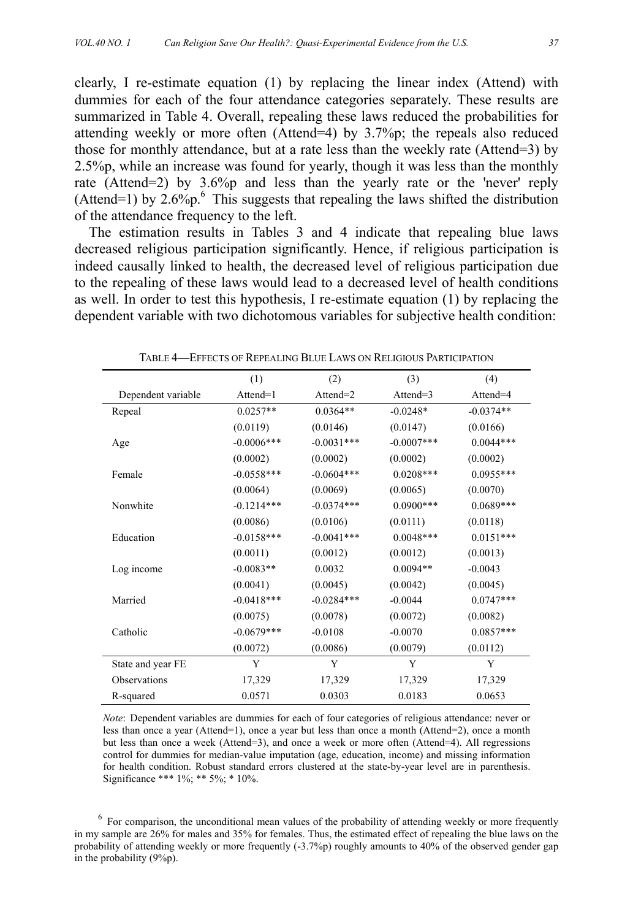clearly, I re-estimate equation (1) by replacing the linear index (Attend) with dummies for each of the four attendance categories separately. These results are summarized in Table 4. Overall, repealing these laws reduced the probabilities for attending weekly or more often (Attend=4) by 3.7%p; the repeals also reduced those for monthly attendance, but at a rate less than the weekly rate (Attend=3) by 2.5%p, while an increase was found for yearly, though it was less than the monthly rate (Attend=2) by 3.6%p and less than the yearly rate or the 'never' reply (Attend=1) by 2.6%p.[6] This suggests that repealing the laws shifted the distribution of the attendance frequency to the left.

The estimation results in Tables 3 and 4 indicate that repealing blue laws decreased religious participation significantly. Hence, if religious participation is indeed causally linked to health, the decreased level of religious participation due to the repealing of these laws would lead to a decreased level of health conditions as well. In order to test this hypothesis, I re-estimate equation (1) by replacing the dependent variable with two dichotomous variables for subjective health condition:

TABLE 4—EFFECTS OF REPEALING BLUE LAWS ON RELIGIOUS PARTICIPATION

| | (1) | (2) | (3) | (4) |
|---|---|---|---|---|
| Dependent variable | Attend=1 | Attend=2 | Attend=3 | Attend=4 |
| Repeal | 0.0257** | 0.0364** | -0.0248* | -0.0374** |
| | (0.0119) | (0.0146) | (0.0147) | (0.0166) |
| Age | -0.0006*** | -0.0031*** | -0.0007*** | 0.0044*** |
| | (0.0002) | (0.0002) | (0.0002) | (0.0002) |
| Female | -0.0558*** | -0.0604*** | 0.0208*** | 0.0955*** |
| | (0.0064) | (0.0069) | (0.0065) | (0.0070) |
| Nonwhite | -0.1214*** | -0.0374*** | 0.0900*** | 0.0689*** |
| | (0.0086) | (0.0106) | (0.0111) | (0.0118) |
| Education | -0.0158*** | -0.0041*** | 0.0048*** | 0.0151*** |
| | (0.0011) | (0.0012) | (0.0012) | (0.0013) |
| Log income | -0.0083** | 0.0032 | 0.0094** | -0.0043 |
| | (0.0041) | (0.0045) | (0.0042) | (0.0045) |
| Married | -0.0418*** | -0.0284*** | -0.0044 | 0.0747*** |
| | (0.0075) | (0.0078) | (0.0072) | (0.0082) |
| Catholic | -0.0679*** | -0.0108 | -0.0070 | 0.0857*** |
| | (0.0072) | (0.0086) | (0.0079) | (0.0112) |
| State and year FE | Y | Y | Y | Y |
| Observations | 17,329 | 17,329 | 17,329 | 17,329 |
| R-squared | 0.0571 | 0.0303 | 0.0183 | 0.0653 |

*Note*: Dependent variables are dummies for each of four categories of religious attendance: never or less than once a year (Attend=1), once a year but less than once a month (Attend=2), once a month but less than once a week (Attend=3), and once a week or more often (Attend=4). All regressions control for dummies for median-value imputation (age, education, income) and missing information for health condition. Robust standard errors clustered at the state-by-year level are in parenthesis. Significance *** 1%; ** 5%; * 10%.

[6] For comparison, the unconditional mean values of the probability of attending weekly or more frequently in my sample are 26% for males and 35% for females. Thus, the estimated effect of repealing the blue laws on the probability of attending weekly or more frequently (-3.7%p) roughly amounts to 40% of the observed gender gap in the probability (9%p).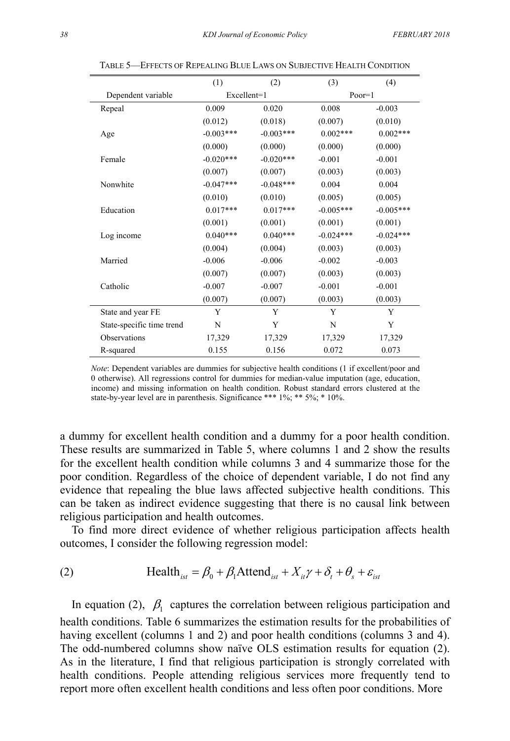TABLE 5—EFFECTS OF REPEALING BLUE LAWS ON SUBJECTIVE HEALTH CONDITION

| | (1) | (2) | (3) | (4) |
|---|---|---|---|---|
| Dependent variable | Excellent=1 | | Poor=1 | |
| Repeal | 0.009 | 0.020 | 0.008 | -0.003 |
| | (0.012) | (0.018) | (0.007) | (0.010) |
| Age | -0.003*** | -0.003*** | 0.002*** | 0.002*** |
| | (0.000) | (0.000) | (0.000) | (0.000) |
| Female | -0.020*** | -0.020*** | -0.001 | -0.001 |
| | (0.007) | (0.007) | (0.003) | (0.003) |
| Nonwhite | -0.047*** | -0.048*** | 0.004 | 0.004 |
| | (0.010) | (0.010) | (0.005) | (0.005) |
| Education | 0.017*** | 0.017*** | -0.005*** | -0.005*** |
| | (0.001) | (0.001) | (0.001) | (0.001) |
| Log income | 0.040*** | 0.040*** | -0.024*** | -0.024*** |
| | (0.004) | (0.004) | (0.003) | (0.003) |
| Married | -0.006 | -0.006 | -0.002 | -0.003 |
| | (0.007) | (0.007) | (0.003) | (0.003) |
| Catholic | -0.007 | -0.007 | -0.001 | -0.001 |
| | (0.007) | (0.007) | (0.003) | (0.003) |
| State and year FE | Y | Y | Y | Y |
| State-specific time trend | N | Y | N | Y |
| Observations | 17,329 | 17,329 | 17,329 | 17,329 |
| R-squared | 0.155 | 0.156 | 0.072 | 0.073 |

*Note*: Dependent variables are dummies for subjective health conditions (1 if excellent/poor and 0 otherwise). All regressions control for dummies for median-value imputation (age, education, income) and missing information on health condition. Robust standard errors clustered at the state-by-year level are in parenthesis. Significance *** 1%; ** 5%; * 10%.

a dummy for excellent health condition and a dummy for a poor health condition. These results are summarized in Table 5, where columns 1 and 2 show the results for the excellent health condition while columns 3 and 4 summarize those for the poor condition. Regardless of the choice of dependent variable, I do not find any evidence that repealing the blue laws affected subjective health conditions. This can be taken as indirect evidence suggesting that there is no causal link between religious participation and health outcomes.

To find more direct evidence of whether religious participation affects health outcomes, I consider the following regression model:

$$\text{Health}_{ist} = \beta_0 + \beta_1 \text{Attend}_{ist} + X_{it}\gamma + \delta_t + \theta_s + \varepsilon_{ist} \tag{2}$$

In equation (2), $\beta_1$ captures the correlation between religious participation and health conditions. Table 6 summarizes the estimation results for the probabilities of having excellent (columns 1 and 2) and poor health conditions (columns 3 and 4). The odd-numbered columns show naïve OLS estimation results for equation (2). As in the literature, I find that religious participation is strongly correlated with health conditions. People attending religious services more frequently tend to report more often excellent health conditions and less often poor conditions. More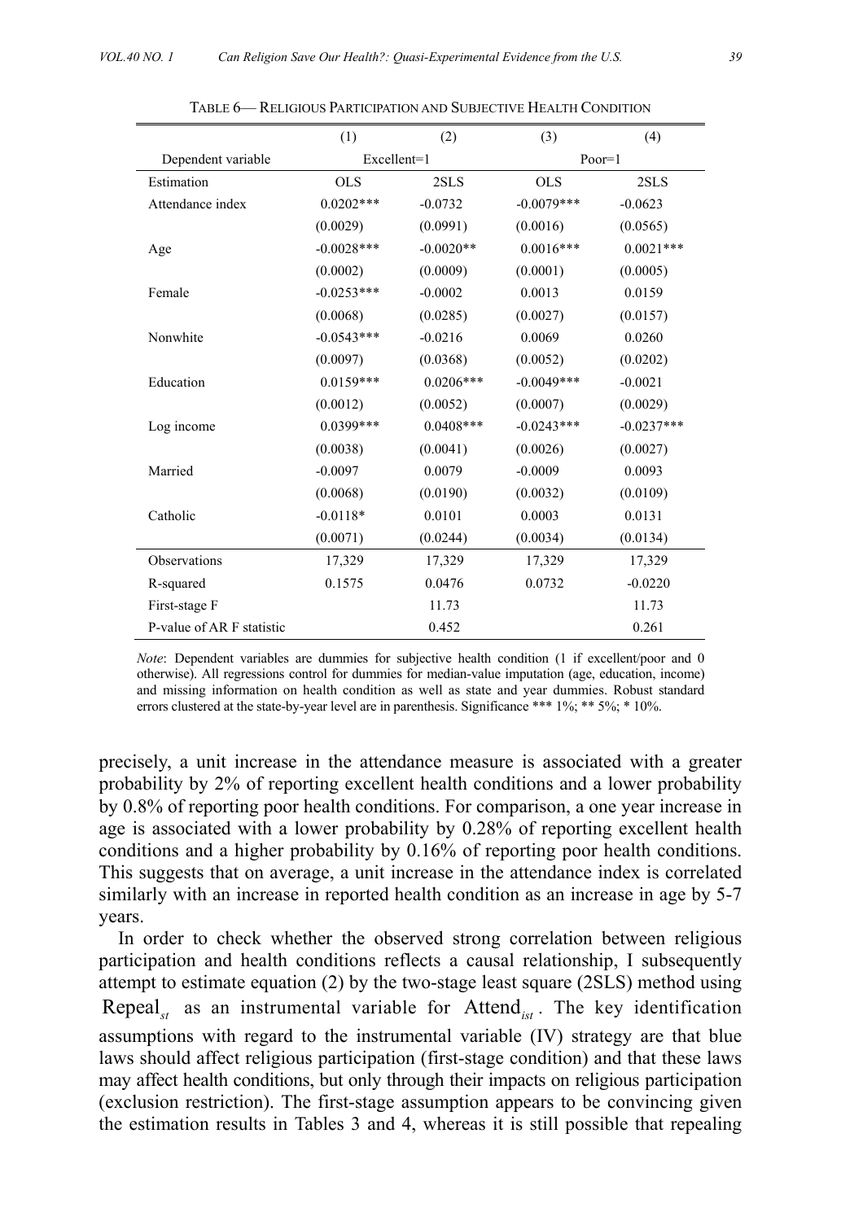TABLE 6— RELIGIOUS PARTICIPATION AND SUBJECTIVE HEALTH CONDITION

| | (1) | (2) | (3) | (4) |
|---|---|---|---|---|
| Dependent variable | Excellent=1 | | Poor=1 | |
| Estimation | OLS | 2SLS | OLS | 2SLS |
| Attendance index | 0.0202*** | -0.0732 | -0.0079*** | -0.0623 |
| | (0.0029) | (0.0991) | (0.0016) | (0.0565) |
| Age | -0.0028*** | -0.0020** | 0.0016*** | 0.0021*** |
| | (0.0002) | (0.0009) | (0.0001) | (0.0005) |
| Female | -0.0253*** | -0.0002 | 0.0013 | 0.0159 |
| | (0.0068) | (0.0285) | (0.0027) | (0.0157) |
| Nonwhite | -0.0543*** | -0.0216 | 0.0069 | 0.0260 |
| | (0.0097) | (0.0368) | (0.0052) | (0.0202) |
| Education | 0.0159*** | 0.0206*** | -0.0049*** | -0.0021 |
| | (0.0012) | (0.0052) | (0.0007) | (0.0029) |
| Log income | 0.0399*** | 0.0408*** | -0.0243*** | -0.0237*** |
| | (0.0038) | (0.0041) | (0.0026) | (0.0027) |
| Married | -0.0097 | 0.0079 | -0.0009 | 0.0093 |
| | (0.0068) | (0.0190) | (0.0032) | (0.0109) |
| Catholic | -0.0118* | 0.0101 | 0.0003 | 0.0131 |
| | (0.0071) | (0.0244) | (0.0034) | (0.0134) |
| Observations | 17,329 | 17,329 | 17,329 | 17,329 |
| R-squared | 0.1575 | 0.0476 | 0.0732 | -0.0220 |
| First-stage F | | 11.73 | | 11.73 |
| P-value of AR F statistic | | 0.452 | | 0.261 |

*Note*: Dependent variables are dummies for subjective health condition (1 if excellent/poor and 0 otherwise). All regressions control for dummies for median-value imputation (age, education, income) and missing information on health condition as well as state and year dummies. Robust standard errors clustered at the state-by-year level are in parenthesis. Significance *** 1%; ** 5%; * 10%.

precisely, a unit increase in the attendance measure is associated with a greater probability by 2% of reporting excellent health conditions and a lower probability by 0.8% of reporting poor health conditions. For comparison, a one year increase in age is associated with a lower probability by 0.28% of reporting excellent health conditions and a higher probability by 0.16% of reporting poor health conditions. This suggests that on average, a unit increase in the attendance index is correlated similarly with an increase in reported health condition as an increase in age by 5-7 years.

In order to check whether the observed strong correlation between religious participation and health conditions reflects a causal relationship, I subsequently attempt to estimate equation (2) by the two-stage least square (2SLS) method using $\text{Repeal}_{st}$ as an instrumental variable for $\text{Attend}_{ist}$. The key identification assumptions with regard to the instrumental variable (IV) strategy are that blue laws should affect religious participation (first-stage condition) and that these laws may affect health conditions, but only through their impacts on religious participation (exclusion restriction). The first-stage assumption appears to be convincing given the estimation results in Tables 3 and 4, whereas it is still possible that repealing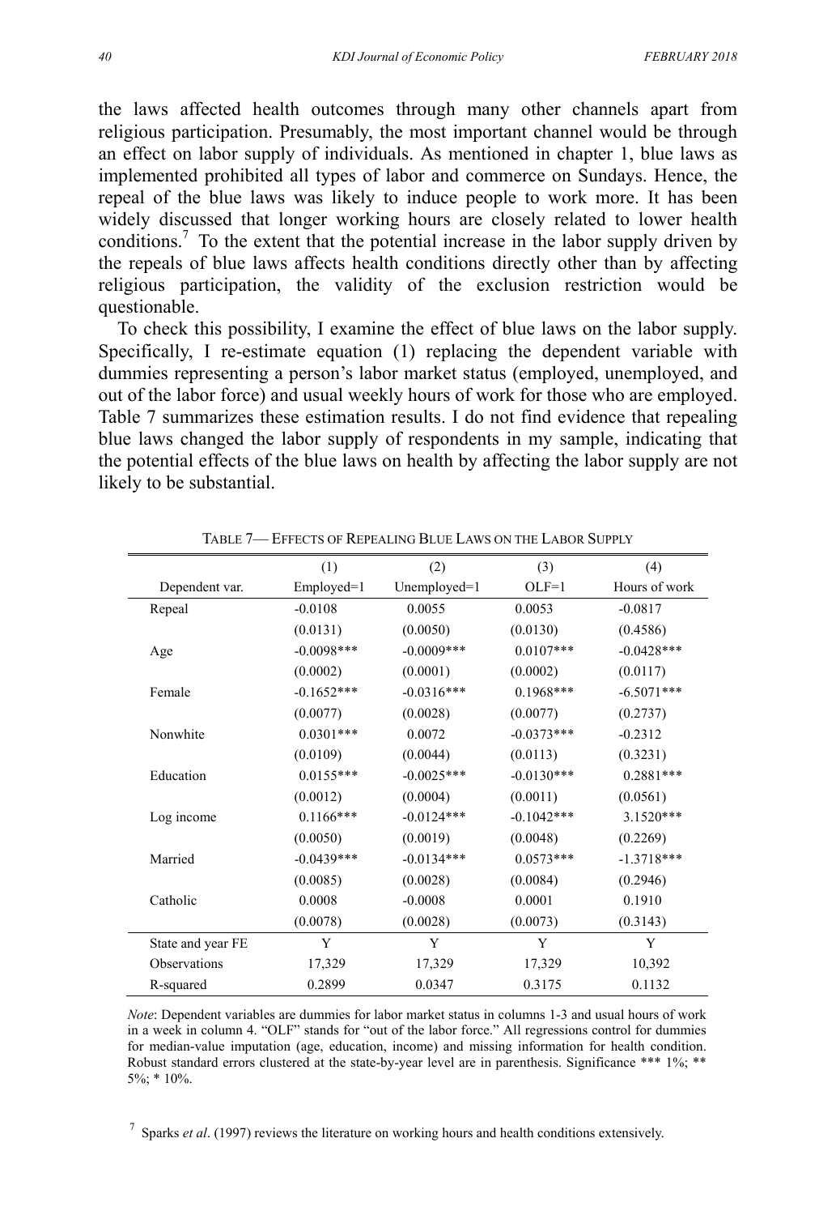the laws affected health outcomes through many other channels apart from religious participation. Presumably, the most important channel would be through an effect on labor supply of individuals. As mentioned in chapter 1, blue laws as implemented prohibited all types of labor and commerce on Sundays. Hence, the repeal of the blue laws was likely to induce people to work more. It has been widely discussed that longer working hours are closely related to lower health conditions.[7] To the extent that the potential increase in the labor supply driven by the repeals of blue laws affects health conditions directly other than by affecting religious participation, the validity of the exclusion restriction would be questionable.

To check this possibility, I examine the effect of blue laws on the labor supply. Specifically, I re-estimate equation (1) replacing the dependent variable with dummies representing a person's labor market status (employed, unemployed, and out of the labor force) and usual weekly hours of work for those who are employed. Table 7 summarizes these estimation results. I do not find evidence that repealing blue laws changed the labor supply of respondents in my sample, indicating that the potential effects of the blue laws on health by affecting the labor supply are not likely to be substantial.

TABLE 7— EFFECTS OF REPEALING BLUE LAWS ON THE LABOR SUPPLY

| | (1) | (2) | (3) | (4) |
|---|---|---|---|---|
| Dependent var. | Employed=1 | Unemployed=1 | OLF=1 | Hours of work |
| Repeal | -0.0108 | 0.0055 | 0.0053 | -0.0817 |
| | (0.0131) | (0.0050) | (0.0130) | (0.4586) |
| Age | -0.0098*** | -0.0009*** | 0.0107*** | -0.0428*** |
| | (0.0002) | (0.0001) | (0.0002) | (0.0117) |
| Female | -0.1652*** | -0.0316*** | 0.1968*** | -6.5071*** |
| | (0.0077) | (0.0028) | (0.0077) | (0.2737) |
| Nonwhite | 0.0301*** | 0.0072 | -0.0373*** | -0.2312 |
| | (0.0109) | (0.0044) | (0.0113) | (0.3231) |
| Education | 0.0155*** | -0.0025*** | -0.0130*** | 0.2881*** |
| | (0.0012) | (0.0004) | (0.0011) | (0.0561) |
| Log income | 0.1166*** | -0.0124*** | -0.1042*** | 3.1520*** |
| | (0.0050) | (0.0019) | (0.0048) | (0.2269) |
| Married | -0.0439*** | -0.0134*** | 0.0573*** | -1.3718*** |
| | (0.0085) | (0.0028) | (0.0084) | (0.2946) |
| Catholic | 0.0008 | -0.0008 | 0.0001 | 0.1910 |
| | (0.0078) | (0.0028) | (0.0073) | (0.3143) |
| State and year FE | Y | Y | Y | Y |
| Observations | 17,329 | 17,329 | 17,329 | 10,392 |
| R-squared | 0.2899 | 0.0347 | 0.3175 | 0.1132 |

*Note*: Dependent variables are dummies for labor market status in columns 1-3 and usual hours of work in a week in column 4. "OLF" stands for "out of the labor force." All regressions control for dummies for median-value imputation (age, education, income) and missing information for health condition. Robust standard errors clustered at the state-by-year level are in parenthesis. Significance *** 1%; ** 5%; * 10%.

[7] Sparks *et al*. (1997) reviews the literature on working hours and health conditions extensively.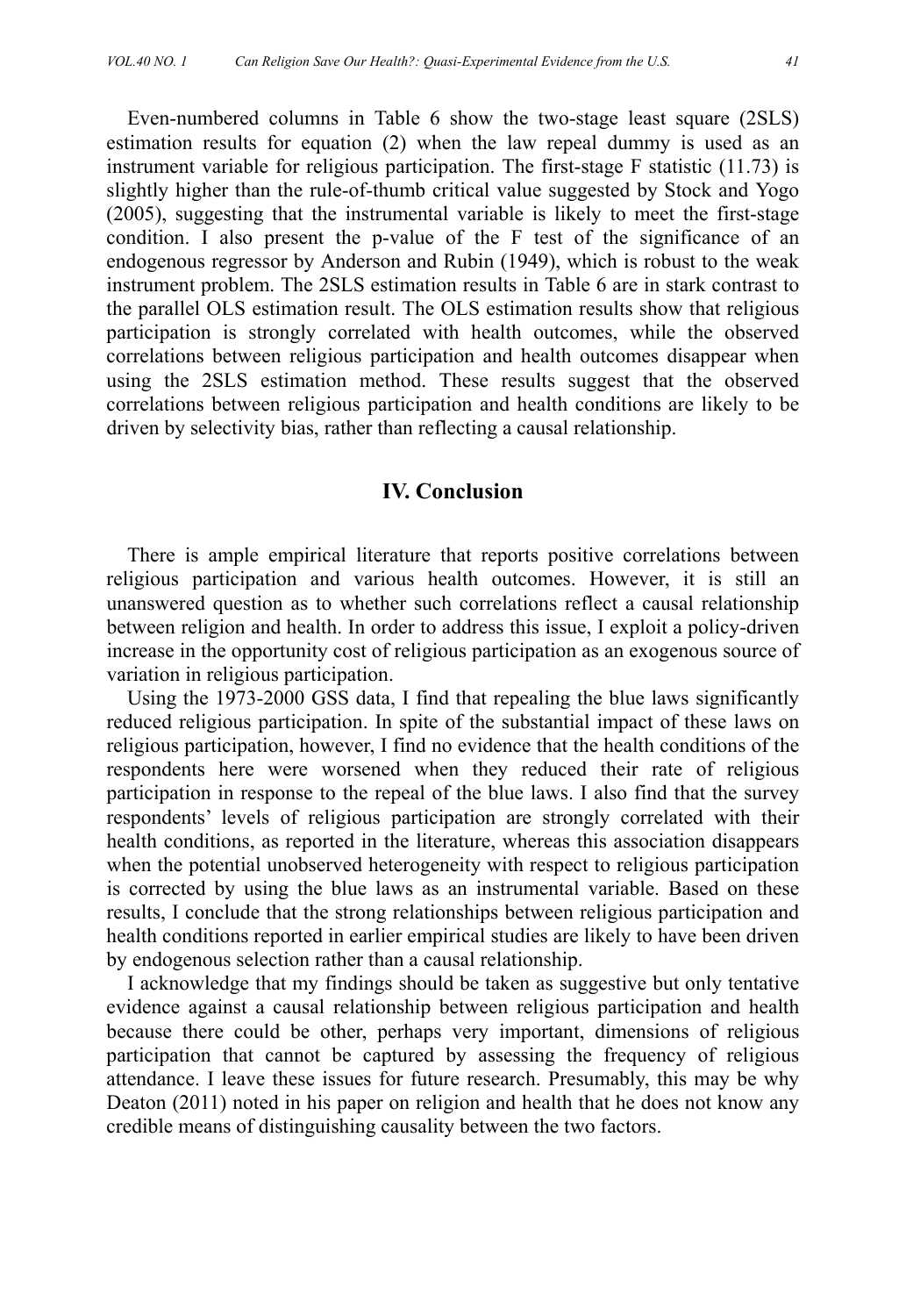Even-numbered columns in Table 6 show the two-stage least square (2SLS) estimation results for equation (2) when the law repeal dummy is used as an instrument variable for religious participation. The first-stage F statistic (11.73) is slightly higher than the rule-of-thumb critical value suggested by Stock and Yogo (2005), suggesting that the instrumental variable is likely to meet the first-stage condition. I also present the p-value of the F test of the significance of an endogenous regressor by Anderson and Rubin (1949), which is robust to the weak instrument problem. The 2SLS estimation results in Table 6 are in stark contrast to the parallel OLS estimation result. The OLS estimation results show that religious participation is strongly correlated with health outcomes, while the observed correlations between religious participation and health outcomes disappear when using the 2SLS estimation method. These results suggest that the observed correlations between religious participation and health conditions are likely to be driven by selectivity bias, rather than reflecting a causal relationship.

## IV. Conclusion

There is ample empirical literature that reports positive correlations between religious participation and various health outcomes. However, it is still an unanswered question as to whether such correlations reflect a causal relationship between religion and health. In order to address this issue, I exploit a policy-driven increase in the opportunity cost of religious participation as an exogenous source of variation in religious participation.

Using the 1973-2000 GSS data, I find that repealing the blue laws significantly reduced religious participation. In spite of the substantial impact of these laws on religious participation, however, I find no evidence that the health conditions of the respondents here were worsened when they reduced their rate of religious participation in response to the repeal of the blue laws. I also find that the survey respondents' levels of religious participation are strongly correlated with their health conditions, as reported in the literature, whereas this association disappears when the potential unobserved heterogeneity with respect to religious participation is corrected by using the blue laws as an instrumental variable. Based on these results, I conclude that the strong relationships between religious participation and health conditions reported in earlier empirical studies are likely to have been driven by endogenous selection rather than a causal relationship.

I acknowledge that my findings should be taken as suggestive but only tentative evidence against a causal relationship between religious participation and health because there could be other, perhaps very important, dimensions of religious participation that cannot be captured by assessing the frequency of religious attendance. I leave these issues for future research. Presumably, this may be why Deaton (2011) noted in his paper on religion and health that he does not know any credible means of distinguishing causality between the two factors.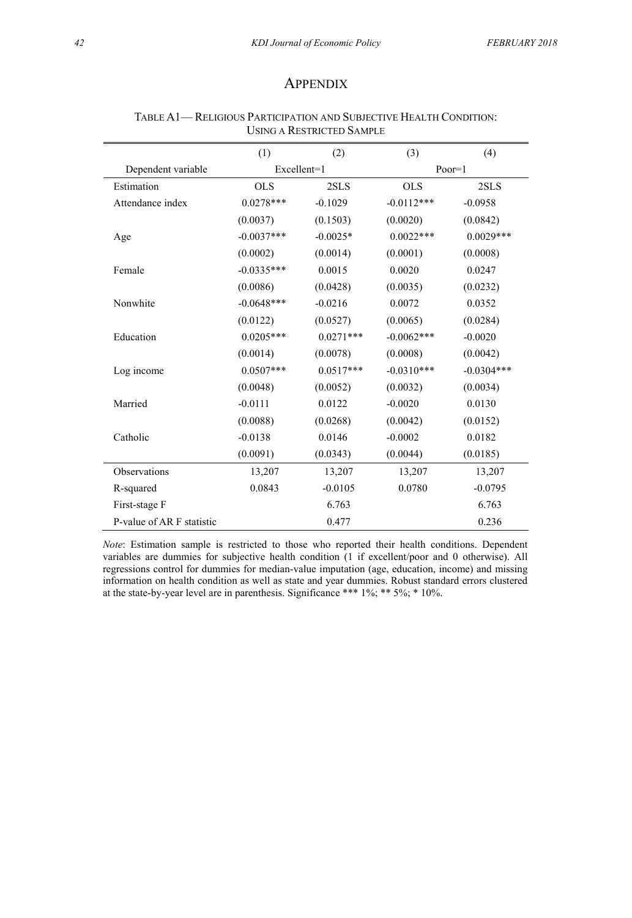# APPENDIX

TABLE A1— RELIGIOUS PARTICIPATION AND SUBJECTIVE HEALTH CONDITION: USING A RESTRICTED SAMPLE

| | (1) | (2) | (3) | (4) |
|---|---|---|---|---|
| Dependent variable | Excellent=1 | | Poor=1 | |
| Estimation | OLS | 2SLS | OLS | 2SLS |
| Attendance index | 0.0278*** | -0.1029 | -0.0112*** | -0.0958 |
| | (0.0037) | (0.1503) | (0.0020) | (0.0842) |
| Age | -0.0037*** | -0.0025* | 0.0022*** | 0.0029*** |
| | (0.0002) | (0.0014) | (0.0001) | (0.0008) |
| Female | -0.0335*** | 0.0015 | 0.0020 | 0.0247 |
| | (0.0086) | (0.0428) | (0.0035) | (0.0232) |
| Nonwhite | -0.0648*** | -0.0216 | 0.0072 | 0.0352 |
| | (0.0122) | (0.0527) | (0.0065) | (0.0284) |
| Education | 0.0205*** | 0.0271*** | -0.0062*** | -0.0020 |
| | (0.0014) | (0.0078) | (0.0008) | (0.0042) |
| Log income | 0.0507*** | 0.0517*** | -0.0310*** | -0.0304*** |
| | (0.0048) | (0.0052) | (0.0032) | (0.0034) |
| Married | -0.0111 | 0.0122 | -0.0020 | 0.0130 |
| | (0.0088) | (0.0268) | (0.0042) | (0.0152) |
| Catholic | -0.0138 | 0.0146 | -0.0002 | 0.0182 |
| | (0.0091) | (0.0343) | (0.0044) | (0.0185) |
| Observations | 13,207 | 13,207 | 13,207 | 13,207 |
| R-squared | 0.0843 | -0.0105 | 0.0780 | -0.0795 |
| First-stage F | | 6.763 | | 6.763 |
| P-value of AR F statistic | | 0.477 | | 0.236 |

*Note*: Estimation sample is restricted to those who reported their health conditions. Dependent variables are dummies for subjective health condition (1 if excellent/poor and 0 otherwise). All regressions control for dummies for median-value imputation (age, education, income) and missing information on health condition as well as state and year dummies. Robust standard errors clustered at the state-by-year level are in parenthesis. Significance *** 1%; ** 5%; * 10%.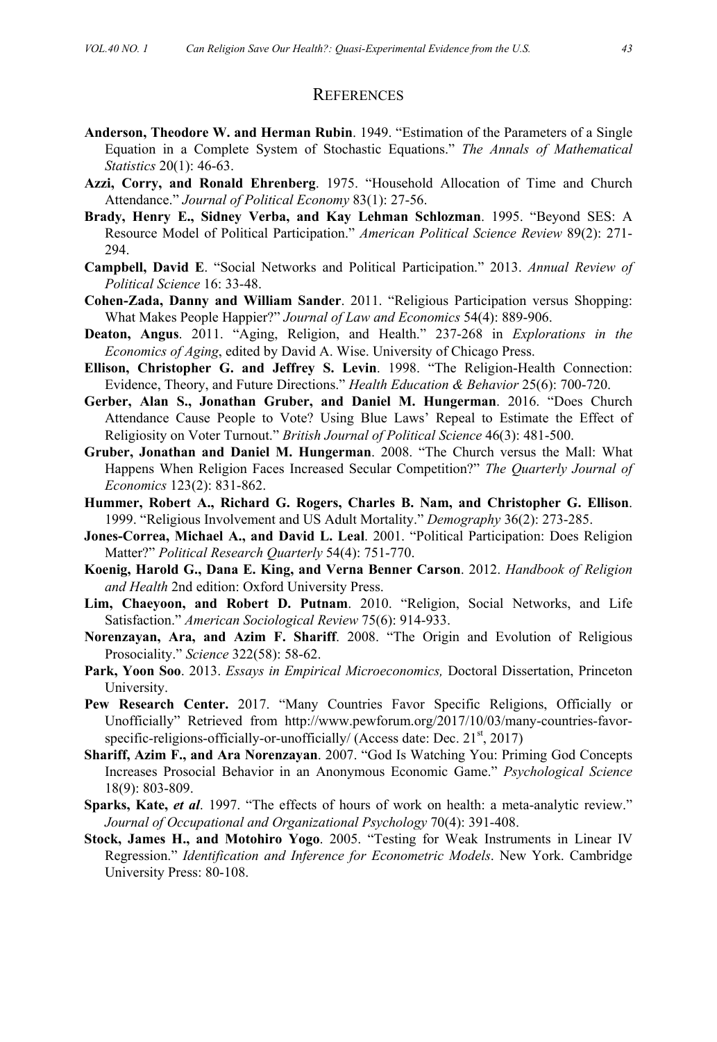# REFERENCES

**Anderson, Theodore W. and Herman Rubin**. 1949. "Estimation of the Parameters of a Single Equation in a Complete System of Stochastic Equations." *The Annals of Mathematical Statistics* 20(1): 46-63.

**Azzi, Corry, and Ronald Ehrenberg**. 1975. "Household Allocation of Time and Church Attendance." *Journal of Political Economy* 83(1): 27-56.

**Brady, Henry E., Sidney Verba, and Kay Lehman Schlozman**. 1995. "Beyond SES: A Resource Model of Political Participation." *American Political Science Review* 89(2): 271-294.

**Campbell, David E**. "Social Networks and Political Participation." 2013. *Annual Review of Political Science* 16: 33-48.

**Cohen-Zada, Danny and William Sander**. 2011. "Religious Participation versus Shopping: What Makes People Happier?" *Journal of Law and Economics* 54(4): 889-906.

**Deaton, Angus**. 2011. "Aging, Religion, and Health." 237-268 in *Explorations in the Economics of Aging*, edited by David A. Wise. University of Chicago Press.

**Ellison, Christopher G. and Jeffrey S. Levin**. 1998. "The Religion-Health Connection: Evidence, Theory, and Future Directions." *Health Education & Behavior* 25(6): 700-720.

**Gerber, Alan S., Jonathan Gruber, and Daniel M. Hungerman**. 2016. "Does Church Attendance Cause People to Vote? Using Blue Laws' Repeal to Estimate the Effect of Religiosity on Voter Turnout." *British Journal of Political Science* 46(3): 481-500.

**Gruber, Jonathan and Daniel M. Hungerman**. 2008. "The Church versus the Mall: What Happens When Religion Faces Increased Secular Competition?" *The Quarterly Journal of Economics* 123(2): 831-862.

**Hummer, Robert A., Richard G. Rogers, Charles B. Nam, and Christopher G. Ellison**. 1999. "Religious Involvement and US Adult Mortality." *Demography* 36(2): 273-285.

**Jones-Correa, Michael A., and David L. Leal**. 2001. "Political Participation: Does Religion Matter?" *Political Research Quarterly* 54(4): 751-770.

**Koenig, Harold G., Dana E. King, and Verna Benner Carson**. 2012. *Handbook of Religion and Health* 2nd edition: Oxford University Press.

**Lim, Chaeyoon, and Robert D. Putnam**. 2010. "Religion, Social Networks, and Life Satisfaction." *American Sociological Review* 75(6): 914-933.

**Norenzayan, Ara, and Azim F. Shariff**. 2008. "The Origin and Evolution of Religious Prosociality." *Science* 322(58): 58-62.

**Park, Yoon Soo**. 2013. *Essays in Empirical Microeconomics,* Doctoral Dissertation, Princeton University.

**Pew Research Center.** 2017. "Many Countries Favor Specific Religions, Officially or Unofficially" Retrieved from http://www.pewforum.org/2017/10/03/many-countries-favor-specific-religions-officially-or-unofficially/ (Access date: Dec. 21st, 2017)

**Shariff, Azim F., and Ara Norenzayan**. 2007. "God Is Watching You: Priming God Concepts Increases Prosocial Behavior in an Anonymous Economic Game." *Psychological Science* 18(9): 803-809.

**Sparks, Kate, *et al***. 1997. "The effects of hours of work on health: a meta-analytic review." *Journal of Occupational and Organizational Psychology* 70(4): 391-408.

**Stock, James H., and Motohiro Yogo**. 2005. "Testing for Weak Instruments in Linear IV Regression." *Identification and Inference for Econometric Models*. New York. Cambridge University Press: 80-108.